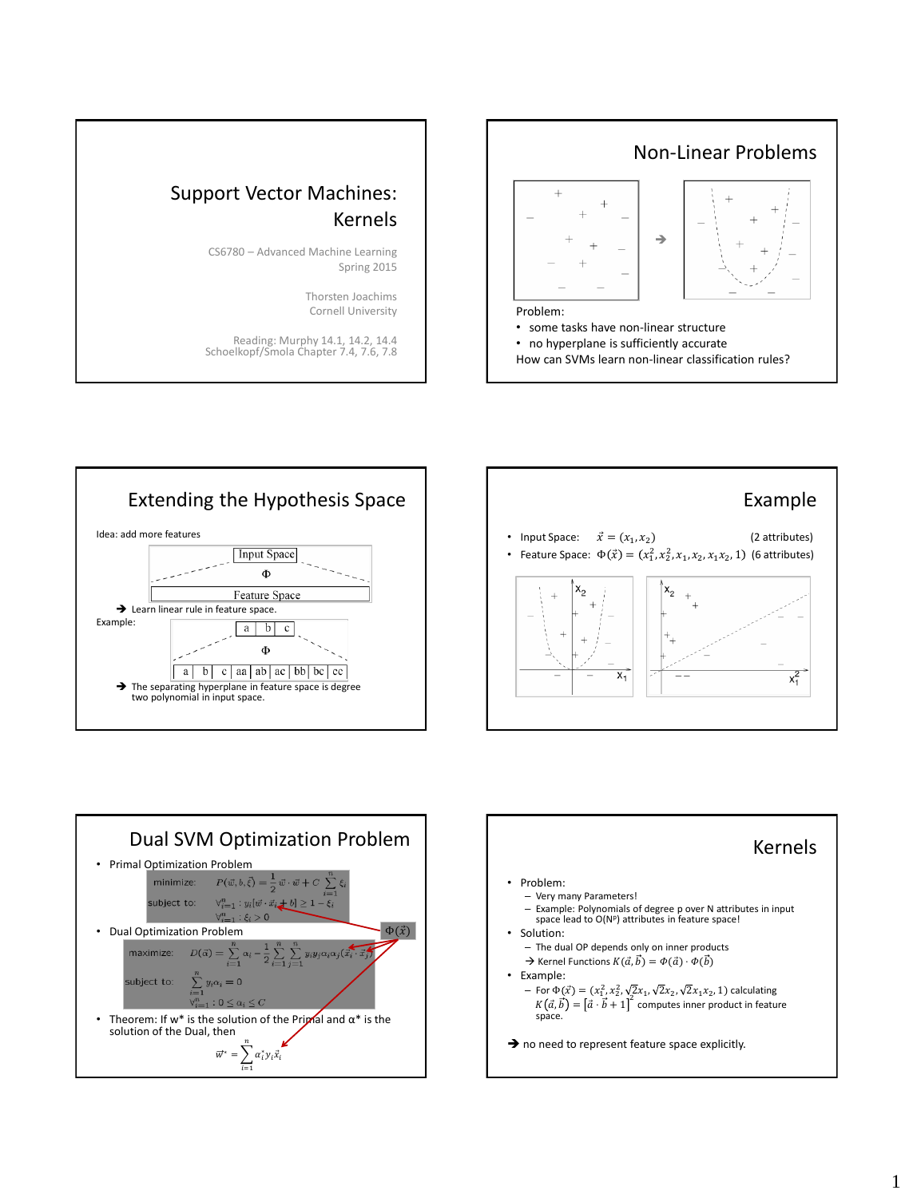# Support Vector Machines: Kernels

CS6780 – Advanced Machine Learning
Spring 2015

Thorsten Joachims
Cornell University

Reading: Murphy 14.1, 14.2, 14.4
Schoelkopf/Smola Chapter 7.4, 7.6, 7.8

## Non-Linear Problems

Problem:

- some tasks have non-linear structure
- no hyperplane is sufficiently accurate

How can SVMs learn non-linear classification rules?

## Extending the Hypothesis Space

Idea: add more features

Input Space → $\Phi$ → Feature Space

→ Learn linear rule in feature space.

Example:

| a | b | c |
|---|---|---|

$\Phi$

| a | b | c | aa | ab | ac | bb | bc | cc |
|---|---|---|---|---|---|---|---|---|

→ The separating hyperplane in feature space is degree two polynomial in input space.

## Example

- Input Space: $\vec{x} = (x_1, x_2)$ (2 attributes)
- Feature Space: $\Phi(\vec{x}) = (x_1^2, x_2^2, x_1, x_2, x_1x_2, 1)$ (6 attributes)

## Dual SVM Optimization Problem

- Primal Optimization Problem

$$\text{minimize:} \quad P(\vec{w}, b, \vec{\xi}) = \frac{1}{2}\vec{w}\cdot\vec{w} + C\sum_{i=1}^{n}\xi_i$$

$$\text{subject to:} \quad \forall_{i=1}^{n}: y_i[\vec{w}\cdot\vec{x}_i + b] \geq 1 - \xi_i$$

$$\forall_{i=1}^{n}: \xi_i > 0$$

- Dual Optimization Problem

$$\text{maximize:} \quad D(\vec{\alpha}) = \sum_{i=1}^{n}\alpha_i - \frac{1}{2}\sum_{i=1}^{n}\sum_{j=1}^{n} y_i y_j \alpha_i \alpha_j (\vec{x}_i \cdot \vec{x}_j)$$

$$\text{subject to:} \quad \sum_{i=1}^{n} y_i \alpha_i = 0$$

$$\forall_{i=1}^{n}: 0 \leq \alpha_i \leq C$$

$\Phi(\vec{x})$

- Theorem: If w* is the solution of the Primal and α* is the solution of the Dual, then

$$\vec{w}^* = \sum_{i=1}^{n} \alpha_i^* y_i \vec{x}_i$$

## Kernels

- Problem:
  - Very many Parameters!
  - Example: Polynomials of degree p over N attributes in input space lead to O(N^p) attributes in feature space!
- Solution:
  - The dual OP depends only on inner products
  - → Kernel Functions $K(\vec{a}, \vec{b}) = \Phi(\vec{a}) \cdot \Phi(\vec{b})$
- Example:
  - For $\Phi(\vec{x}) = (x_1^2, x_2^2, \sqrt{2}x_1, \sqrt{2}x_2, \sqrt{2}x_1x_2, 1)$ calculating $K(\vec{a}, \vec{b}) = [\vec{a} \cdot \vec{b} + 1]^2$ computes inner product in feature space.

→ no need to represent feature space explicitly.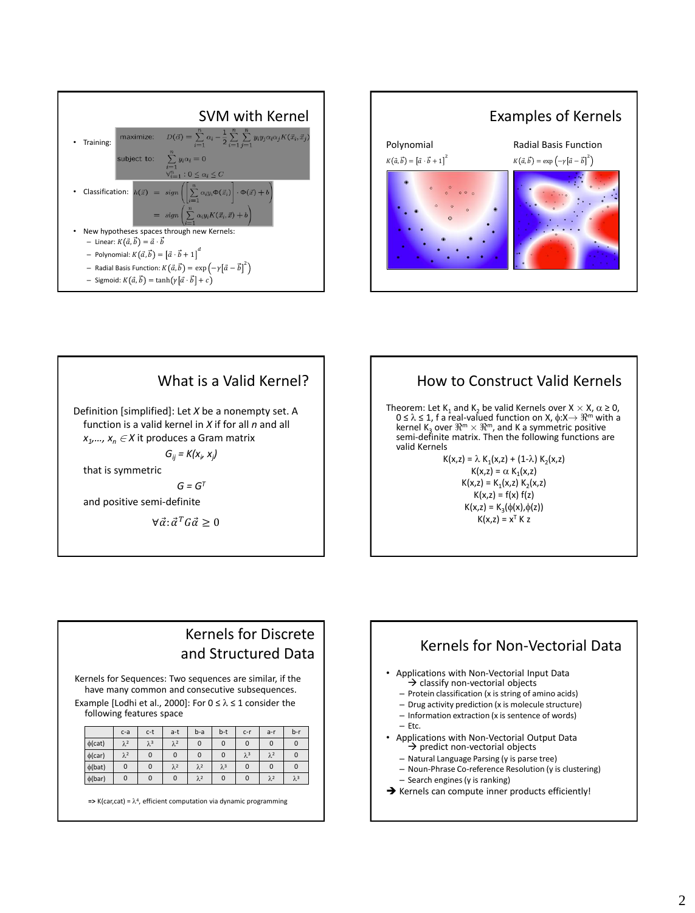## SVM with Kernel

- Training:

$$\text{maximize:} \quad D(\vec{\alpha}) = \sum_{i=1}^{n} \alpha_i - \frac{1}{2}\sum_{i=1}^{n}\sum_{j=1}^{n} y_i y_j \alpha_i \alpha_j K(\vec{x}_i, \vec{x}_j)$$

$$\text{subject to:} \quad \sum_{i=1}^{n} y_i \alpha_i = 0$$

$$\forall_{i=1}^{n} : 0 \leq \alpha_i \leq C$$

- Classification:

$$h(\vec{x}) = sign\left(\left[\sum_{i=1}^{n} \alpha_i y_i \Phi(\vec{x}_i)\right] \cdot \Phi(\vec{x}) + b\right)$$

$$= sign\left(\sum_{i=1}^{n} \alpha_i y_i K(\vec{x}_i, \vec{x}) + b\right)$$

- New hypotheses spaces through new Kernels:
  - Linear: $K(\vec{a}, \vec{b}) = \vec{a} \cdot \vec{b}$
  - Polynomial: $K(\vec{a}, \vec{b}) = [\vec{a} \cdot \vec{b} + 1]^d$
  - Radial Basis Function: $K(\vec{a}, \vec{b}) = \exp\left(-\gamma[\vec{a} - \vec{b}]^2\right)$
  - Sigmoid: $K(\vec{a}, \vec{b}) = \tanh(\gamma[\vec{a} \cdot \vec{b}] + c)$

## Examples of Kernels

Polynomial

$K(\vec{a}, \vec{b}) = [\vec{a} \cdot \vec{b} + 1]^2$

Radial Basis Function

$K(\vec{a}, \vec{b}) = \exp\left(-\gamma[\vec{a} - \vec{b}]^2\right)$

## What is a Valid Kernel?

Definition [simplified]: Let *X* be a nonempty set. A function is a valid kernel in *X* if for all *n* and all $x_1, \dots, x_n \in X$ it produces a Gram matrix

$$G_{ij} = K(x_i, x_j)$$

that is symmetric

$$G = G^T$$

and positive semi-definite

$$\forall \vec{\alpha} : \vec{\alpha}^T G \vec{\alpha} \geq 0$$

## How to Construct Valid Kernels

Theorem: Let $K_1$ and $K_2$ be valid Kernels over $X \times X$, $\alpha \geq 0$, $0 \leq \lambda \leq 1$, f a real-valued function on X, $\phi: X \rightarrow \Re^m$ with a kernel $K_3$ over $\Re^m \times \Re^m$, and K a symmetric positive semi-definite matrix. Then the following functions are valid Kernels

$$K(x,z) = \lambda K_1(x,z) + (1-\lambda) K_2(x,z)$$

$$K(x,z) = \alpha K_1(x,z)$$

$$K(x,z) = K_1(x,z) K_2(x,z)$$

$$K(x,z) = f(x) f(z)$$

$$K(x,z) = K_3(\phi(x), \phi(z))$$

$$K(x,z) = x^T K z$$

## Kernels for Discrete and Structured Data

Kernels for Sequences: Two sequences are similar, if the have many common and consecutive subsequences.

Example [Lodhi et al., 2000]: For $0 \leq \lambda \leq 1$ consider the following features space

| | c-a | c-t | a-t | b-a | b-t | c-r | a-r | b-r |
|---|---|---|---|---|---|---|---|---|
| $\phi$(cat) | $\lambda^2$ | $\lambda^3$ | $\lambda^2$ | 0 | 0 | 0 | 0 | 0 |
| $\phi$(car) | $\lambda^2$ | 0 | 0 | 0 | 0 | $\lambda^3$ | $\lambda^2$ | 0 |
| $\phi$(bat) | 0 | 0 | $\lambda^2$ | $\lambda^2$ | $\lambda^3$ | 0 | 0 | 0 |
| $\phi$(bar) | 0 | 0 | 0 | $\lambda^2$ | 0 | 0 | $\lambda^2$ | $\lambda^3$ |

=> K(car,cat) = $\lambda^4$, efficient computation via dynamic programming

## Kernels for Non-Vectorial Data

- Applications with Non-Vectorial Input Data
  → classify non-vectorial objects
  - Protein classification (x is string of amino acids)
  - Drug activity prediction (x is molecule structure)
  - Information extraction (x is sentence of words)
  - Etc.
- Applications with Non-Vectorial Output Data
  → predict non-vectorial objects
  - Natural Language Parsing (y is parse tree)
  - Noun-Phrase Co-reference Resolution (y is clustering)
  - Search engines (y is ranking)

→ Kernels can compute inner products efficiently!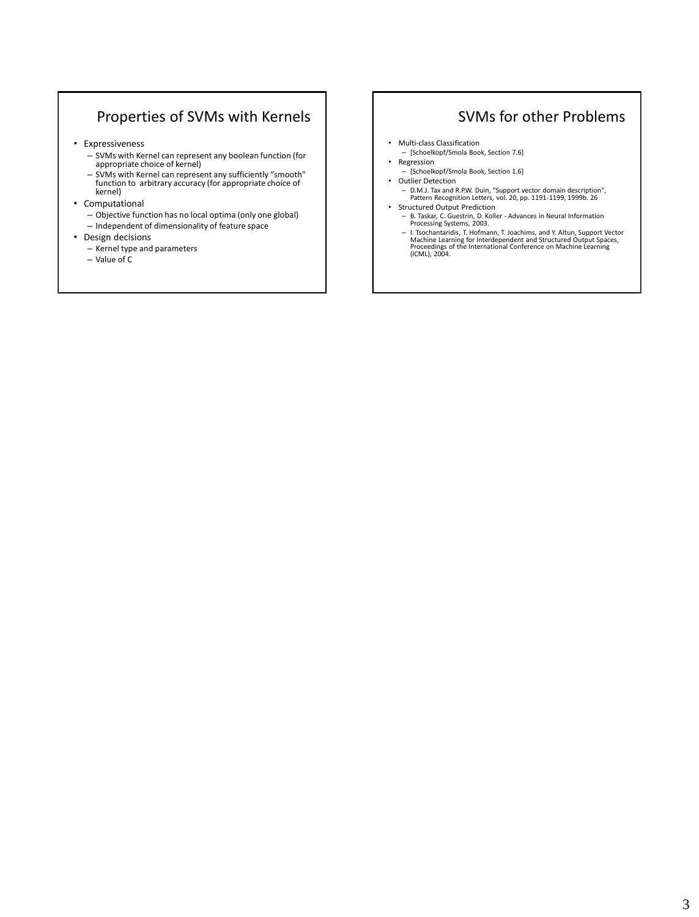## Properties of SVMs with Kernels

- Expressiveness
  - SVMs with Kernel can represent any boolean function (for appropriate choice of kernel)
  - SVMs with Kernel can represent any sufficiently “smooth” function to arbitrary accuracy (for appropriate choice of kernel)
- Computational
  - Objective function has no local optima (only one global)
  - Independent of dimensionality of feature space
- Design decisions
  - Kernel type and parameters
  - Value of C

## SVMs for other Problems

- Multi-class Classification
  - [Schoelkopf/Smola Book, Section 7.6]
- Regression
  - [Schoelkopf/Smola Book, Section 1.6]
- Outlier Detection
  - D.M.J. Tax and R.P.W. Duin, "Support vector domain description", Pattern Recognition Letters, vol. 20, pp. 1191-1199, 1999b. 26
- Structured Output Prediction
  - B. Taskar, C. Guestrin, D. Koller - Advances in Neural Information Processing Systems, 2003.
  - I. Tsochantaridis, T. Hofmann, T. Joachims, and Y. Altun, Support Vector Machine Learning for Interdependent and Structured Output Spaces, Proceedings of the International Conference on Machine Learning (ICML), 2004.